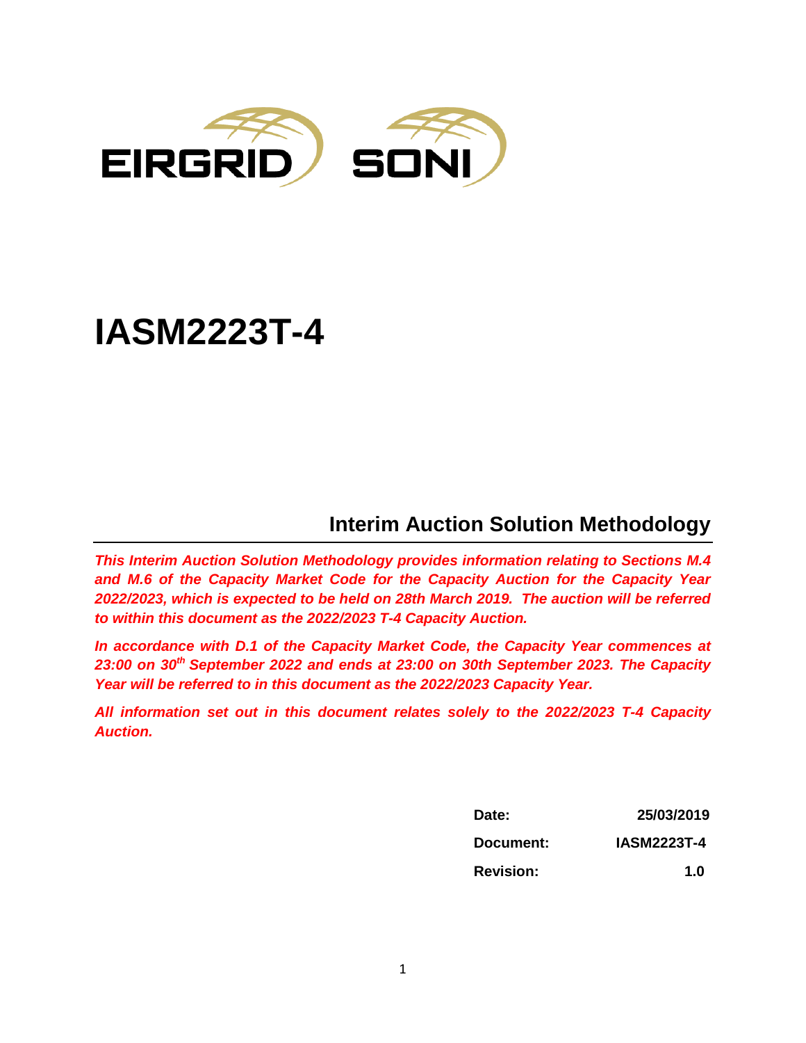EIRGRID SONI

# IASM2223T-4

## Interim Auction Solution Methodology

***This Interim Auction Solution Methodology provides information relating to Sections M.4 and M.6 of the Capacity Market Code for the Capacity Auction for the Capacity Year 2022/2023, which is expected to be held on 28th March 2019. The auction will be referred to within this document as the 2022/2023 T-4 Capacity Auction.***

***In accordance with D.1 of the Capacity Market Code, the Capacity Year commences at 23:00 on 30th September 2022 and ends at 23:00 on 30th September 2023. The Capacity Year will be referred to in this document as the 2022/2023 Capacity Year.***

***All information set out in this document relates solely to the 2022/2023 T-4 Capacity Auction.***

| | |
|---|---|
| **Date:** | **25/03/2019** |
| **Document:** | **IASM2223T-4** |
| **Revision:** | **1.0** |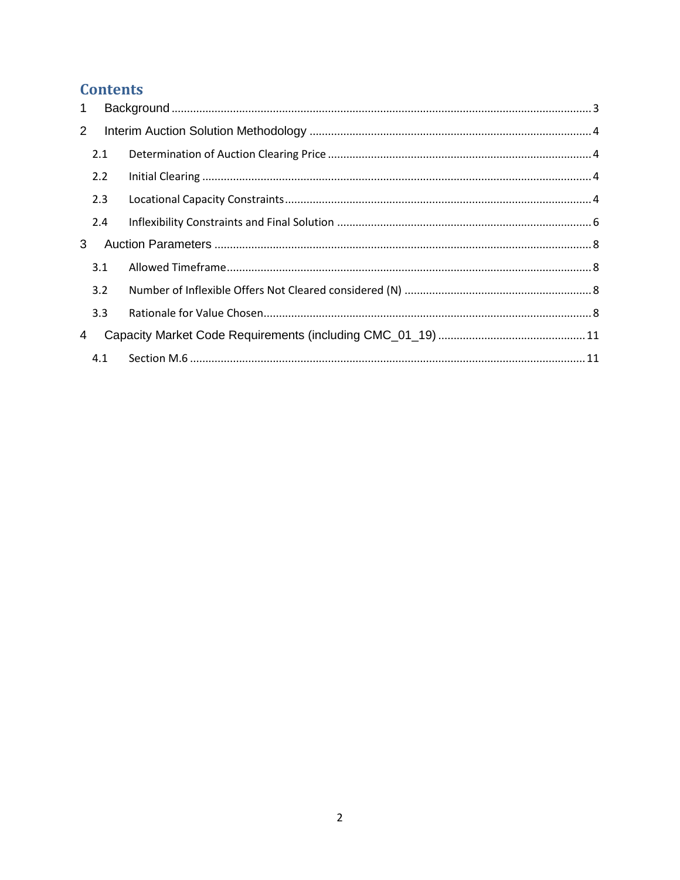# Contents

1 Background ........................................................................................................................................ 3

2 Interim Auction Solution Methodology ............................................................................................ 4

  2.1 Determination of Auction Clearing Price ..................................................................................... 4

  2.2 Initial Clearing ............................................................................................................................. 4

  2.3 Locational Capacity Constraints ................................................................................................... 4

  2.4 Inflexibility Constraints and Final Solution .................................................................................. 6

3 Auction Parameters ........................................................................................................................... 8

  3.1 Allowed Timeframe ...................................................................................................................... 8

  3.2 Number of Inflexible Offers Not Cleared considered (N) ............................................................. 8

  3.3 Rationale for Value Chosen .......................................................................................................... 8

4 Capacity Market Code Requirements (including CMC_01_19) ................................................ 11

  4.1 Section M.6 ................................................................................................................................ 11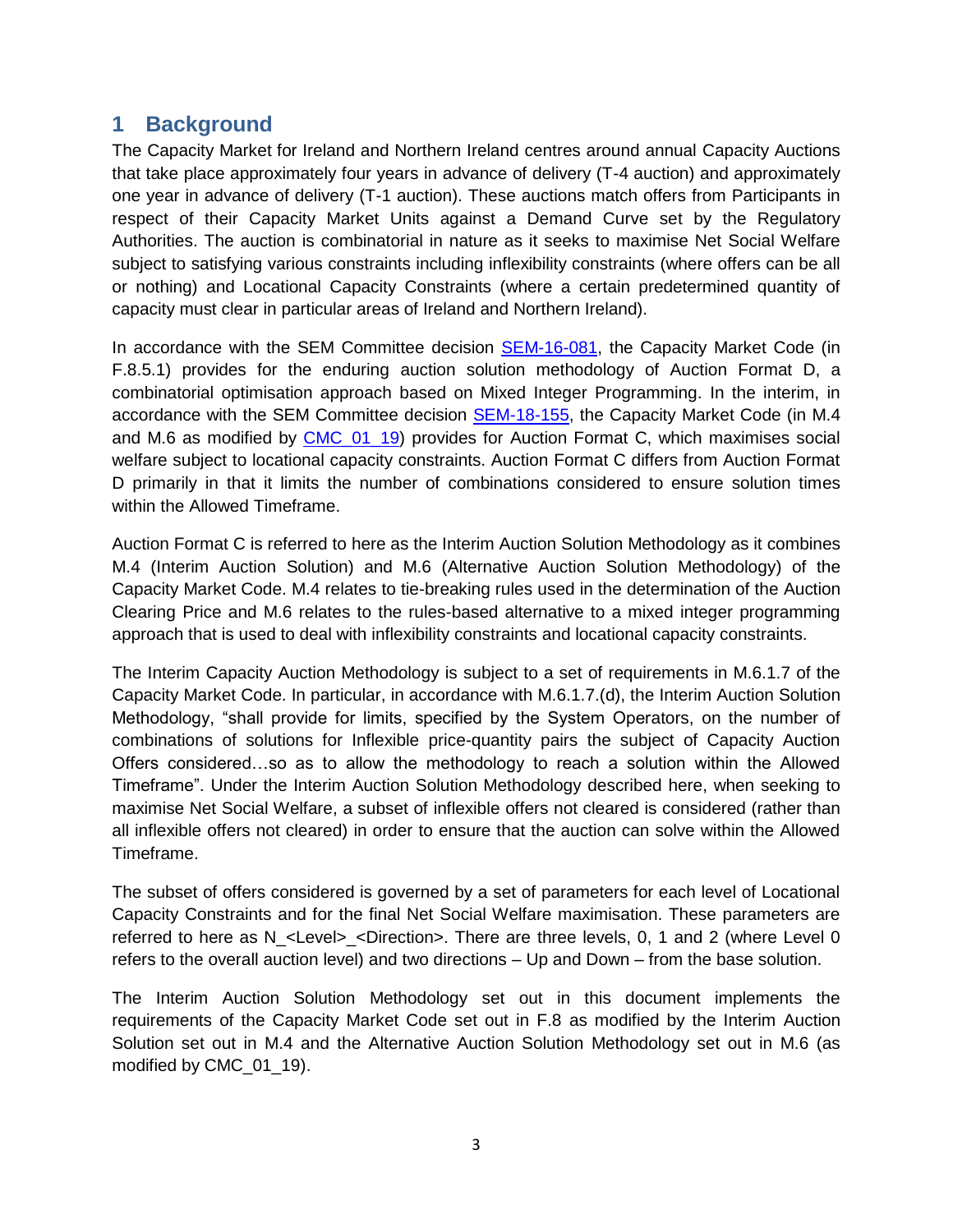# 1 Background

The Capacity Market for Ireland and Northern Ireland centres around annual Capacity Auctions that take place approximately four years in advance of delivery (T-4 auction) and approximately one year in advance of delivery (T-1 auction). These auctions match offers from Participants in respect of their Capacity Market Units against a Demand Curve set by the Regulatory Authorities. The auction is combinatorial in nature as it seeks to maximise Net Social Welfare subject to satisfying various constraints including inflexibility constraints (where offers can be all or nothing) and Locational Capacity Constraints (where a certain predetermined quantity of capacity must clear in particular areas of Ireland and Northern Ireland).

In accordance with the SEM Committee decision SEM-16-081, the Capacity Market Code (in F.8.5.1) provides for the enduring auction solution methodology of Auction Format D, a combinatorial optimisation approach based on Mixed Integer Programming. In the interim, in accordance with the SEM Committee decision SEM-18-155, the Capacity Market Code (in M.4 and M.6 as modified by CMC_01_19) provides for Auction Format C, which maximises social welfare subject to locational capacity constraints. Auction Format C differs from Auction Format D primarily in that it limits the number of combinations considered to ensure solution times within the Allowed Timeframe.

Auction Format C is referred to here as the Interim Auction Solution Methodology as it combines M.4 (Interim Auction Solution) and M.6 (Alternative Auction Solution Methodology) of the Capacity Market Code. M.4 relates to tie-breaking rules used in the determination of the Auction Clearing Price and M.6 relates to the rules-based alternative to a mixed integer programming approach that is used to deal with inflexibility constraints and locational capacity constraints.

The Interim Capacity Auction Methodology is subject to a set of requirements in M.6.1.7 of the Capacity Market Code. In particular, in accordance with M.6.1.7.(d), the Interim Auction Solution Methodology, "shall provide for limits, specified by the System Operators, on the number of combinations of solutions for Inflexible price-quantity pairs the subject of Capacity Auction Offers considered…so as to allow the methodology to reach a solution within the Allowed Timeframe". Under the Interim Auction Solution Methodology described here, when seeking to maximise Net Social Welfare, a subset of inflexible offers not cleared is considered (rather than all inflexible offers not cleared) in order to ensure that the auction can solve within the Allowed Timeframe.

The subset of offers considered is governed by a set of parameters for each level of Locational Capacity Constraints and for the final Net Social Welfare maximisation. These parameters are referred to here as N_<Level>_<Direction>. There are three levels, 0, 1 and 2 (where Level 0 refers to the overall auction level) and two directions – Up and Down – from the base solution.

The Interim Auction Solution Methodology set out in this document implements the requirements of the Capacity Market Code set out in F.8 as modified by the Interim Auction Solution set out in M.4 and the Alternative Auction Solution Methodology set out in M.6 (as modified by CMC_01_19).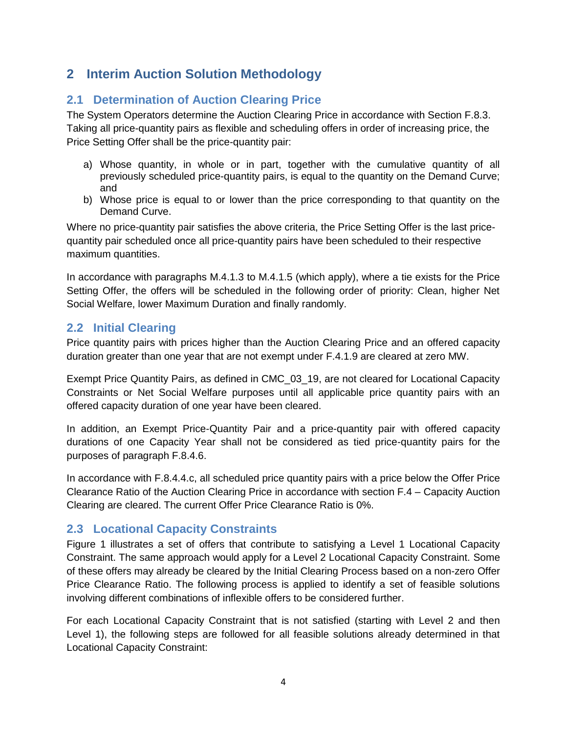# 2 Interim Auction Solution Methodology

## 2.1 Determination of Auction Clearing Price

The System Operators determine the Auction Clearing Price in accordance with Section F.8.3. Taking all price-quantity pairs as flexible and scheduling offers in order of increasing price, the Price Setting Offer shall be the price-quantity pair:

a) Whose quantity, in whole or in part, together with the cumulative quantity of all previously scheduled price-quantity pairs, is equal to the quantity on the Demand Curve; and
b) Whose price is equal to or lower than the price corresponding to that quantity on the Demand Curve.

Where no price-quantity pair satisfies the above criteria, the Price Setting Offer is the last price-quantity pair scheduled once all price-quantity pairs have been scheduled to their respective maximum quantities.

In accordance with paragraphs M.4.1.3 to M.4.1.5 (which apply), where a tie exists for the Price Setting Offer, the offers will be scheduled in the following order of priority: Clean, higher Net Social Welfare, lower Maximum Duration and finally randomly.

## 2.2 Initial Clearing

Price quantity pairs with prices higher than the Auction Clearing Price and an offered capacity duration greater than one year that are not exempt under F.4.1.9 are cleared at zero MW.

Exempt Price Quantity Pairs, as defined in CMC_03_19, are not cleared for Locational Capacity Constraints or Net Social Welfare purposes until all applicable price quantity pairs with an offered capacity duration of one year have been cleared.

In addition, an Exempt Price-Quantity Pair and a price-quantity pair with offered capacity durations of one Capacity Year shall not be considered as tied price-quantity pairs for the purposes of paragraph F.8.4.6.

In accordance with F.8.4.4.c, all scheduled price quantity pairs with a price below the Offer Price Clearance Ratio of the Auction Clearing Price in accordance with section F.4 – Capacity Auction Clearing are cleared. The current Offer Price Clearance Ratio is 0%.

## 2.3 Locational Capacity Constraints

Figure 1 illustrates a set of offers that contribute to satisfying a Level 1 Locational Capacity Constraint. The same approach would apply for a Level 2 Locational Capacity Constraint. Some of these offers may already be cleared by the Initial Clearing Process based on a non-zero Offer Price Clearance Ratio. The following process is applied to identify a set of feasible solutions involving different combinations of inflexible offers to be considered further.

For each Locational Capacity Constraint that is not satisfied (starting with Level 2 and then Level 1), the following steps are followed for all feasible solutions already determined in that Locational Capacity Constraint: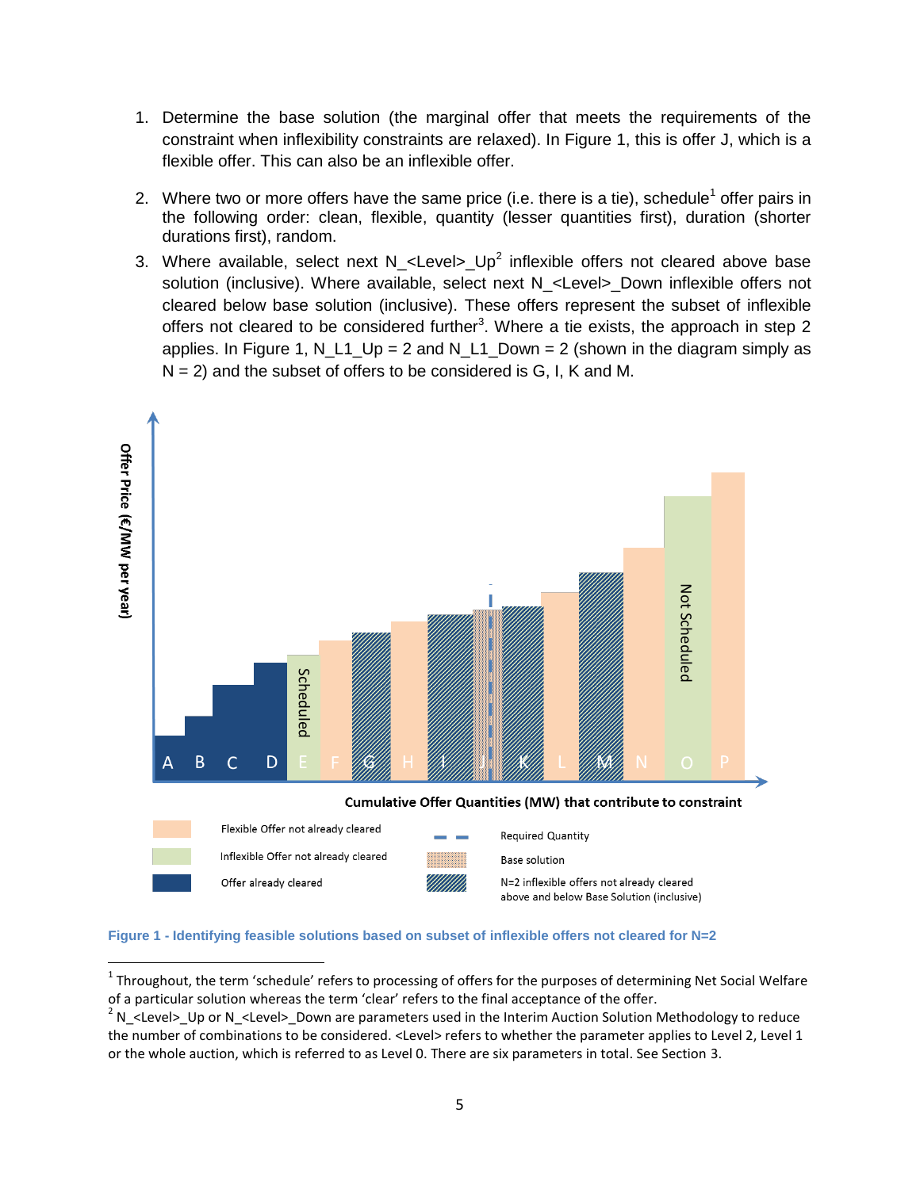1. Determine the base solution (the marginal offer that meets the requirements of the constraint when inflexibility constraints are relaxed). In Figure 1, this is offer J, which is a flexible offer. This can also be an inflexible offer.

2. Where two or more offers have the same price (i.e. there is a tie), schedule[1] offer pairs in the following order: clean, flexible, quantity (lesser quantities first), duration (shorter durations first), random.

3. Where available, select next N_<Level>_Up[2] inflexible offers not cleared above base solution (inclusive). Where available, select next N_<Level>_Down inflexible offers not cleared below base solution (inclusive). These offers represent the subset of inflexible offers not cleared to be considered further[3]. Where a tie exists, the approach in step 2 applies. In Figure 1, N_L1_Up = 2 and N_L1_Down = 2 (shown in the diagram simply as N = 2) and the subset of offers to be considered is G, I, K and M.

**Figure 1 - Identifying feasible solutions based on subset of inflexible offers not cleared for N=2**

---

[1] Throughout, the term 'schedule' refers to processing of offers for the purposes of determining Net Social Welfare of a particular solution whereas the term 'clear' refers to the final acceptance of the offer.

[2] N_<Level>_Up or N_<Level>_Down are parameters used in the Interim Auction Solution Methodology to reduce the number of combinations to be considered. <Level> refers to whether the parameter applies to Level 2, Level 1 or the whole auction, which is referred to as Level 0. There are six parameters in total. See Section 3.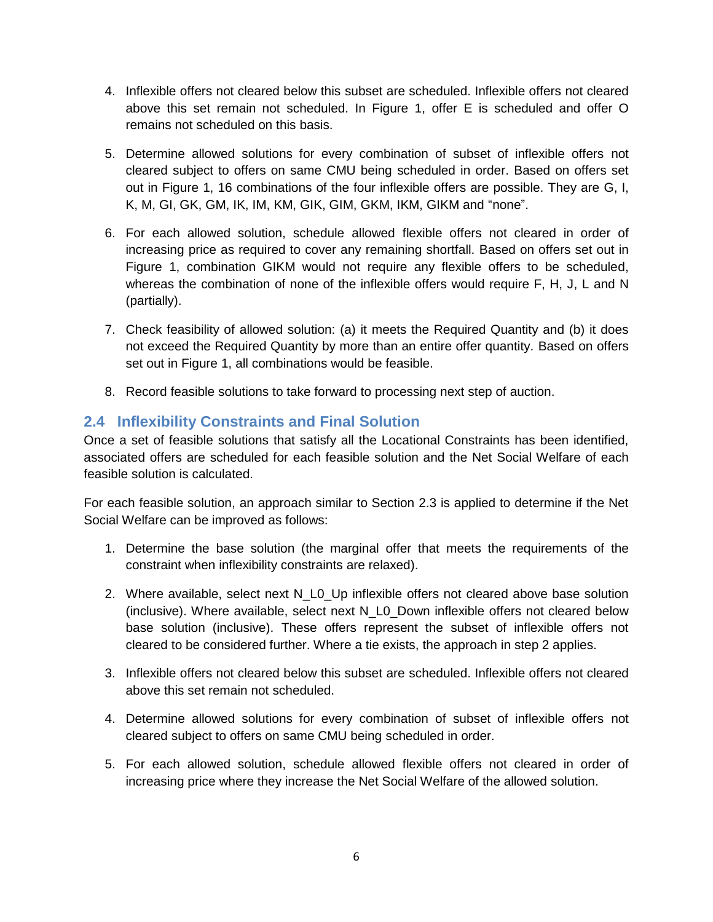4. Inflexible offers not cleared below this subset are scheduled. Inflexible offers not cleared above this set remain not scheduled. In Figure 1, offer E is scheduled and offer O remains not scheduled on this basis.

5. Determine allowed solutions for every combination of subset of inflexible offers not cleared subject to offers on same CMU being scheduled in order. Based on offers set out in Figure 1, 16 combinations of the four inflexible offers are possible. They are G, I, K, M, GI, GK, GM, IK, IM, KM, GIK, GIM, GKM, IKM, GIKM and "none".

6. For each allowed solution, schedule allowed flexible offers not cleared in order of increasing price as required to cover any remaining shortfall. Based on offers set out in Figure 1, combination GIKM would not require any flexible offers to be scheduled, whereas the combination of none of the inflexible offers would require F, H, J, L and N (partially).

7. Check feasibility of allowed solution: (a) it meets the Required Quantity and (b) it does not exceed the Required Quantity by more than an entire offer quantity. Based on offers set out in Figure 1, all combinations would be feasible.

8. Record feasible solutions to take forward to processing next step of auction.

## 2.4 Inflexibility Constraints and Final Solution

Once a set of feasible solutions that satisfy all the Locational Constraints has been identified, associated offers are scheduled for each feasible solution and the Net Social Welfare of each feasible solution is calculated.

For each feasible solution, an approach similar to Section 2.3 is applied to determine if the Net Social Welfare can be improved as follows:

1. Determine the base solution (the marginal offer that meets the requirements of the constraint when inflexibility constraints are relaxed).

2. Where available, select next N_L0_Up inflexible offers not cleared above base solution (inclusive). Where available, select next N_L0_Down inflexible offers not cleared below base solution (inclusive). These offers represent the subset of inflexible offers not cleared to be considered further. Where a tie exists, the approach in step 2 applies.

3. Inflexible offers not cleared below this subset are scheduled. Inflexible offers not cleared above this set remain not scheduled.

4. Determine allowed solutions for every combination of subset of inflexible offers not cleared subject to offers on same CMU being scheduled in order.

5. For each allowed solution, schedule allowed flexible offers not cleared in order of increasing price where they increase the Net Social Welfare of the allowed solution.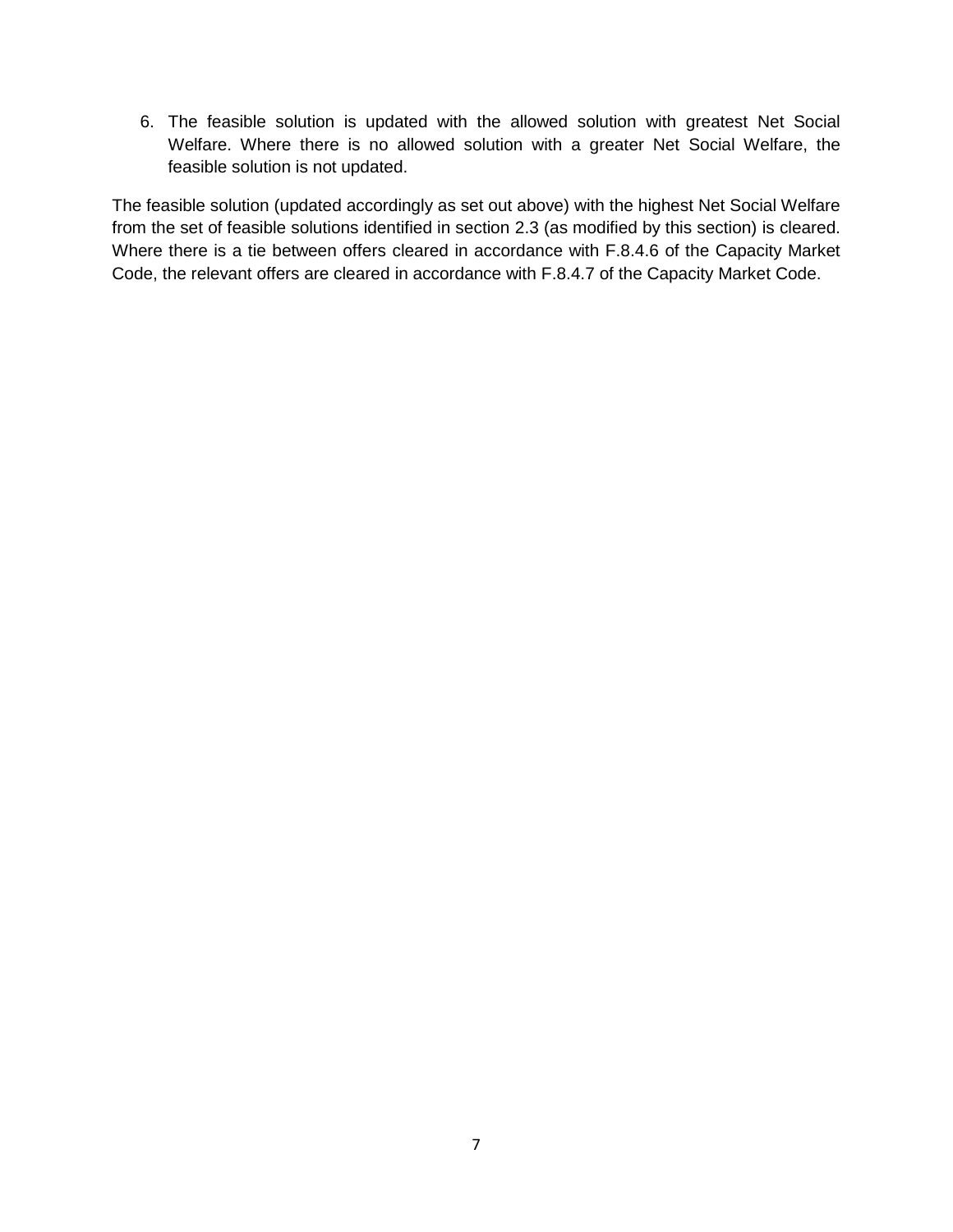6. The feasible solution is updated with the allowed solution with greatest Net Social Welfare. Where there is no allowed solution with a greater Net Social Welfare, the feasible solution is not updated.

The feasible solution (updated accordingly as set out above) with the highest Net Social Welfare from the set of feasible solutions identified in section 2.3 (as modified by this section) is cleared. Where there is a tie between offers cleared in accordance with F.8.4.6 of the Capacity Market Code, the relevant offers are cleared in accordance with F.8.4.7 of the Capacity Market Code.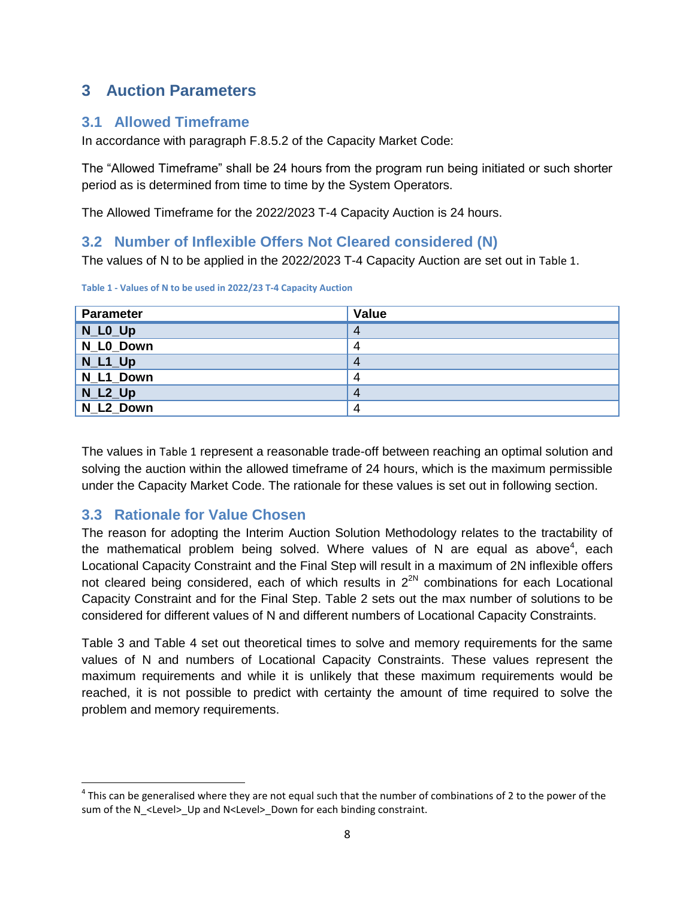## 3 Auction Parameters

### 3.1 Allowed Timeframe

In accordance with paragraph F.8.5.2 of the Capacity Market Code:

The "Allowed Timeframe" shall be 24 hours from the program run being initiated or such shorter period as is determined from time to time by the System Operators.

The Allowed Timeframe for the 2022/2023 T-4 Capacity Auction is 24 hours.

### 3.2 Number of Inflexible Offers Not Cleared considered (N)

The values of N to be applied in the 2022/2023 T-4 Capacity Auction are set out in Table 1.

**Table 1 - Values of N to be used in 2022/23 T-4 Capacity Auction**

| Parameter | Value |
|---|---|
| **N_L0_Up** | 4 |
| **N_L0_Down** | 4 |
| **N_L1_Up** | 4 |
| **N_L1_Down** | 4 |
| **N_L2_Up** | 4 |
| **N_L2_Down** | 4 |

The values in Table 1 represent a reasonable trade-off between reaching an optimal solution and solving the auction within the allowed timeframe of 24 hours, which is the maximum permissible under the Capacity Market Code. The rationale for these values is set out in following section.

### 3.3 Rationale for Value Chosen

The reason for adopting the Interim Auction Solution Methodology relates to the tractability of the mathematical problem being solved. Where values of N are equal as above[4], each Locational Capacity Constraint and the Final Step will result in a maximum of 2N inflexible offers not cleared being considered, each of which results in $2^{2N}$ combinations for each Locational Capacity Constraint and for the Final Step. Table 2 sets out the max number of solutions to be considered for different values of N and different numbers of Locational Capacity Constraints.

Table 3 and Table 4 set out theoretical times to solve and memory requirements for the same values of N and numbers of Locational Capacity Constraints. These values represent the maximum requirements and while it is unlikely that these maximum requirements would be reached, it is not possible to predict with certainty the amount of time required to solve the problem and memory requirements.

[4] This can be generalised where they are not equal such that the number of combinations of 2 to the power of the sum of the N_<Level>_Up and N<Level>_Down for each binding constraint.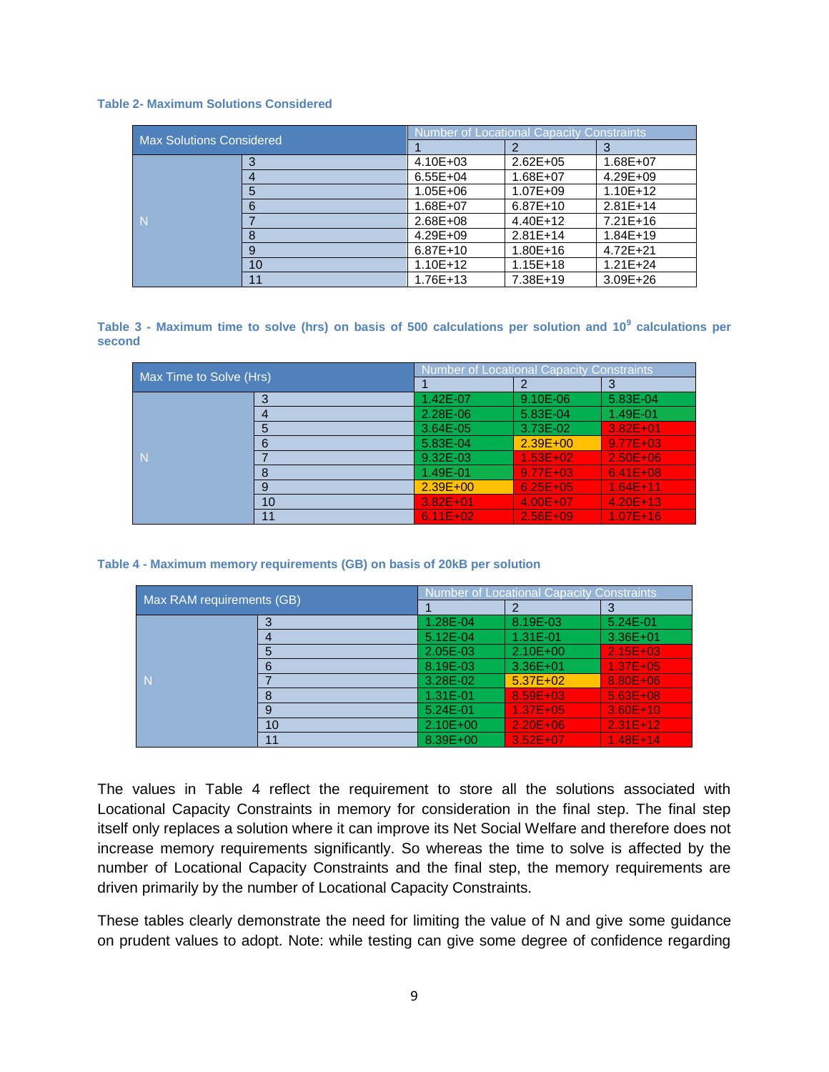**Table 2- Maximum Solutions Considered**

| Max Solutions Considered | | Number of Locational Capacity Constraints | | |
|---|---|---|---|---|
| | | 1 | 2 | 3 |
| N | 3 | 4.10E+03 | 2.62E+05 | 1.68E+07 |
| | 4 | 6.55E+04 | 1.68E+07 | 4.29E+09 |
| | 5 | 1.05E+06 | 1.07E+09 | 1.10E+12 |
| | 6 | 1.68E+07 | 6.87E+10 | 2.81E+14 |
| | 7 | 2.68E+08 | 4.40E+12 | 7.21E+16 |
| | 8 | 4.29E+09 | 2.81E+14 | 1.84E+19 |
| | 9 | 6.87E+10 | 1.80E+16 | 4.72E+21 |
| | 10 | 1.10E+12 | 1.15E+18 | 1.21E+24 |
| | 11 | 1.76E+13 | 7.38E+19 | 3.09E+26 |

**Table 3 - Maximum time to solve (hrs) on basis of 500 calculations per solution and $10^9$ calculations per second**

| Max Time to Solve (Hrs) | | Number of Locational Capacity Constraints | | |
|---|---|---|---|---|
| | | 1 | 2 | 3 |
| N | 3 | 1.42E-07 | 9.10E-06 | 5.83E-04 |
| | 4 | 2.28E-06 | 5.83E-04 | 1.49E-01 |
| | 5 | 3.64E-05 | 3.73E-02 | 3.82E+01 |
| | 6 | 5.83E-04 | 2.39E+00 | 9.77E+03 |
| | 7 | 9.32E-03 | 1.53E+02 | 2.50E+06 |
| | 8 | 1.49E-01 | 9.77E+03 | 6.41E+08 |
| | 9 | 2.39E+00 | 6.25E+05 | 1.64E+11 |
| | 10 | 3.82E+01 | 4.00E+07 | 4.20E+13 |
| | 11 | 6.11E+02 | 2.56E+09 | 1.07E+16 |

**Table 4 - Maximum memory requirements (GB) on basis of 20kB per solution**

| Max RAM requirements (GB) | | Number of Locational Capacity Constraints | | |
|---|---|---|---|---|
| | | 1 | 2 | 3 |
| N | 3 | 1.28E-04 | 8.19E-03 | 5.24E-01 |
| | 4 | 5.12E-04 | 1.31E-01 | 3.36E+01 |
| | 5 | 2.05E-03 | 2.10E+00 | 2.15E+03 |
| | 6 | 8.19E-03 | 3.36E+01 | 1.37E+05 |
| | 7 | 3.28E-02 | 5.37E+02 | 8.80E+06 |
| | 8 | 1.31E-01 | 8.59E+03 | 5.63E+08 |
| | 9 | 5.24E-01 | 1.37E+05 | 3.60E+10 |
| | 10 | 2.10E+00 | 2.20E+06 | 2.31E+12 |
| | 11 | 8.39E+00 | 3.52E+07 | 1.48E+14 |

The values in Table 4 reflect the requirement to store all the solutions associated with Locational Capacity Constraints in memory for consideration in the final step. The final step itself only replaces a solution where it can improve its Net Social Welfare and therefore does not increase memory requirements significantly. So whereas the time to solve is affected by the number of Locational Capacity Constraints and the final step, the memory requirements are driven primarily by the number of Locational Capacity Constraints.

These tables clearly demonstrate the need for limiting the value of N and give some guidance on prudent values to adopt. Note: while testing can give some degree of confidence regarding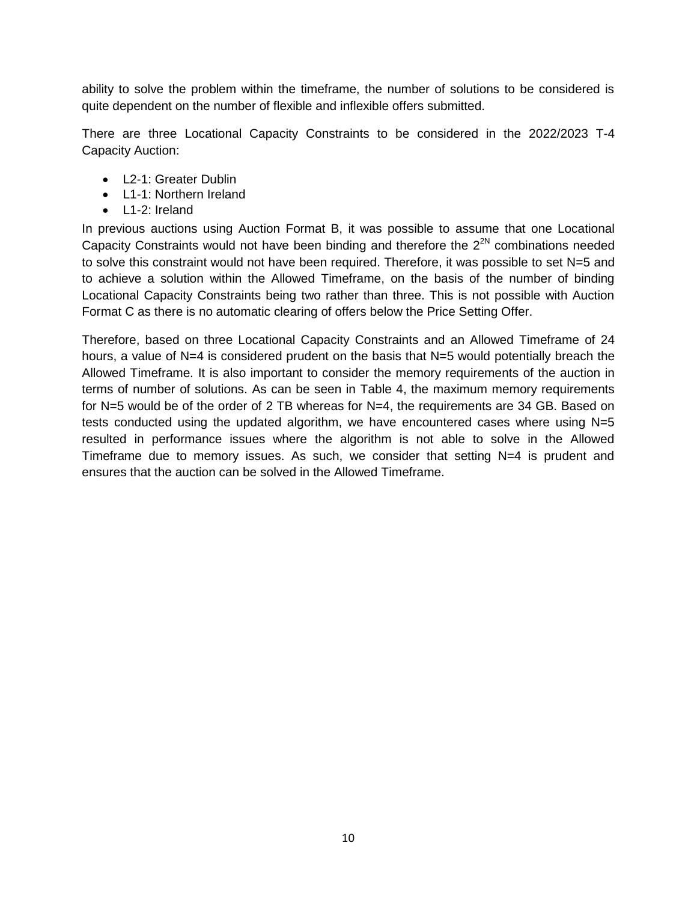ability to solve the problem within the timeframe, the number of solutions to be considered is quite dependent on the number of flexible and inflexible offers submitted.

There are three Locational Capacity Constraints to be considered in the 2022/2023 T-4 Capacity Auction:

- L2-1: Greater Dublin
- L1-1: Northern Ireland
- L1-2: Ireland

In previous auctions using Auction Format B, it was possible to assume that one Locational Capacity Constraints would not have been binding and therefore the $2^{2N}$ combinations needed to solve this constraint would not have been required. Therefore, it was possible to set N=5 and to achieve a solution within the Allowed Timeframe, on the basis of the number of binding Locational Capacity Constraints being two rather than three. This is not possible with Auction Format C as there is no automatic clearing of offers below the Price Setting Offer.

Therefore, based on three Locational Capacity Constraints and an Allowed Timeframe of 24 hours, a value of N=4 is considered prudent on the basis that N=5 would potentially breach the Allowed Timeframe. It is also important to consider the memory requirements of the auction in terms of number of solutions. As can be seen in Table 4, the maximum memory requirements for N=5 would be of the order of 2 TB whereas for N=4, the requirements are 34 GB. Based on tests conducted using the updated algorithm, we have encountered cases where using N=5 resulted in performance issues where the algorithm is not able to solve in the Allowed Timeframe due to memory issues. As such, we consider that setting N=4 is prudent and ensures that the auction can be solved in the Allowed Timeframe.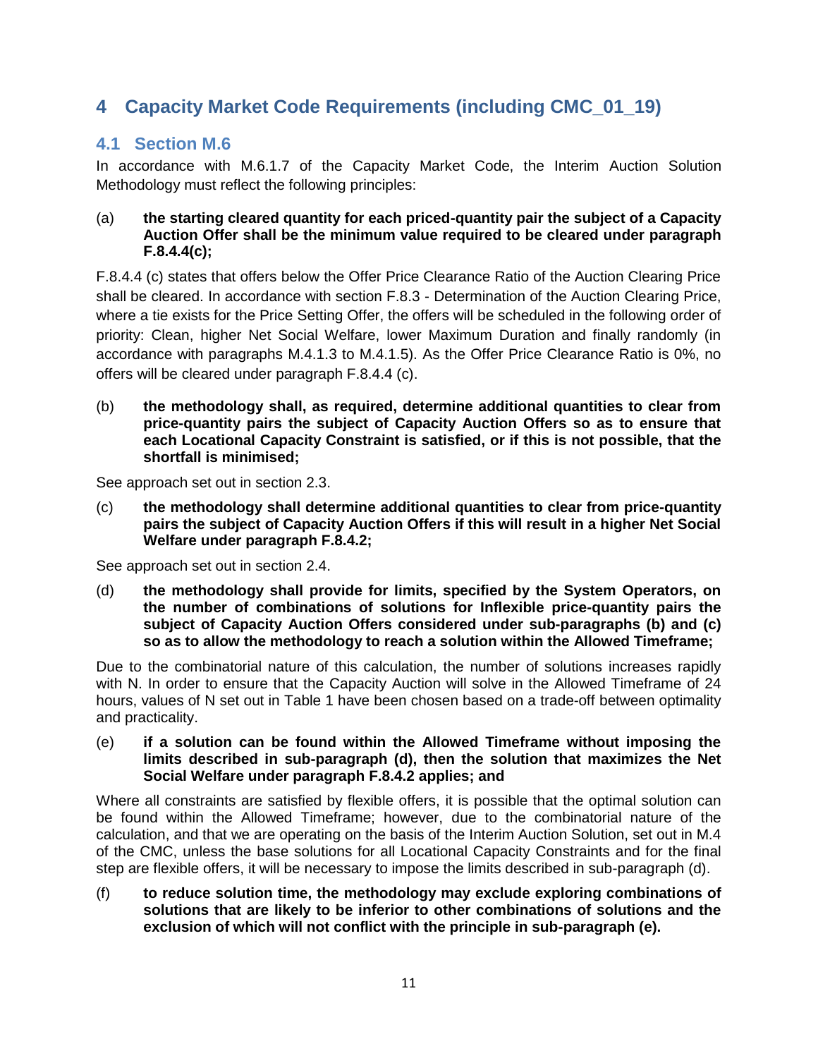# 4 Capacity Market Code Requirements (including CMC_01_19)

## 4.1 Section M.6

In accordance with M.6.1.7 of the Capacity Market Code, the Interim Auction Solution Methodology must reflect the following principles:

(a) **the starting cleared quantity for each priced-quantity pair the subject of a Capacity Auction Offer shall be the minimum value required to be cleared under paragraph F.8.4.4(c);**

F.8.4.4 (c) states that offers below the Offer Price Clearance Ratio of the Auction Clearing Price shall be cleared. In accordance with section F.8.3 - Determination of the Auction Clearing Price, where a tie exists for the Price Setting Offer, the offers will be scheduled in the following order of priority: Clean, higher Net Social Welfare, lower Maximum Duration and finally randomly (in accordance with paragraphs M.4.1.3 to M.4.1.5). As the Offer Price Clearance Ratio is 0%, no offers will be cleared under paragraph F.8.4.4 (c).

(b) **the methodology shall, as required, determine additional quantities to clear from price-quantity pairs the subject of Capacity Auction Offers so as to ensure that each Locational Capacity Constraint is satisfied, or if this is not possible, that the shortfall is minimised;**

See approach set out in section 2.3.

(c) **the methodology shall determine additional quantities to clear from price-quantity pairs the subject of Capacity Auction Offers if this will result in a higher Net Social Welfare under paragraph F.8.4.2;**

See approach set out in section 2.4.

(d) **the methodology shall provide for limits, specified by the System Operators, on the number of combinations of solutions for Inflexible price-quantity pairs the subject of Capacity Auction Offers considered under sub-paragraphs (b) and (c) so as to allow the methodology to reach a solution within the Allowed Timeframe;**

Due to the combinatorial nature of this calculation, the number of solutions increases rapidly with N. In order to ensure that the Capacity Auction will solve in the Allowed Timeframe of 24 hours, values of N set out in Table 1 have been chosen based on a trade-off between optimality and practicality.

(e) **if a solution can be found within the Allowed Timeframe without imposing the limits described in sub-paragraph (d), then the solution that maximizes the Net Social Welfare under paragraph F.8.4.2 applies; and**

Where all constraints are satisfied by flexible offers, it is possible that the optimal solution can be found within the Allowed Timeframe; however, due to the combinatorial nature of the calculation, and that we are operating on the basis of the Interim Auction Solution, set out in M.4 of the CMC, unless the base solutions for all Locational Capacity Constraints and for the final step are flexible offers, it will be necessary to impose the limits described in sub-paragraph (d).

(f) **to reduce solution time, the methodology may exclude exploring combinations of solutions that are likely to be inferior to other combinations of solutions and the exclusion of which will not conflict with the principle in sub-paragraph (e).**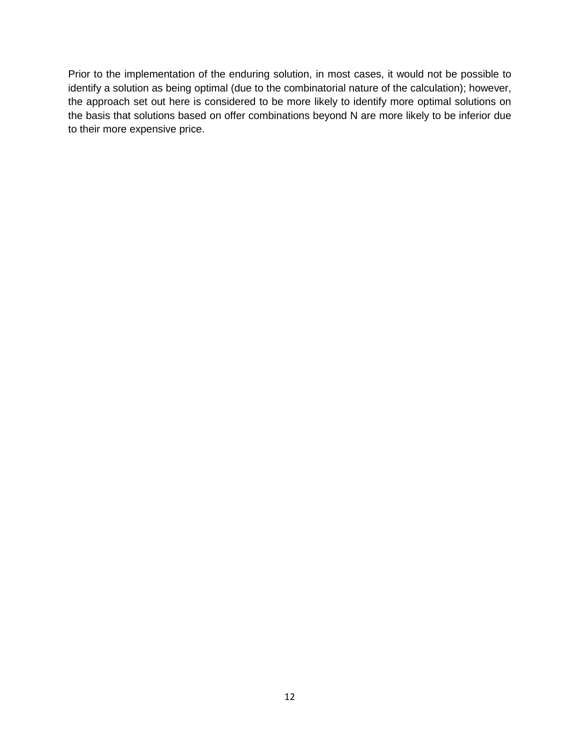Prior to the implementation of the enduring solution, in most cases, it would not be possible to identify a solution as being optimal (due to the combinatorial nature of the calculation); however, the approach set out here is considered to be more likely to identify more optimal solutions on the basis that solutions based on offer combinations beyond N are more likely to be inferior due to their more expensive price.